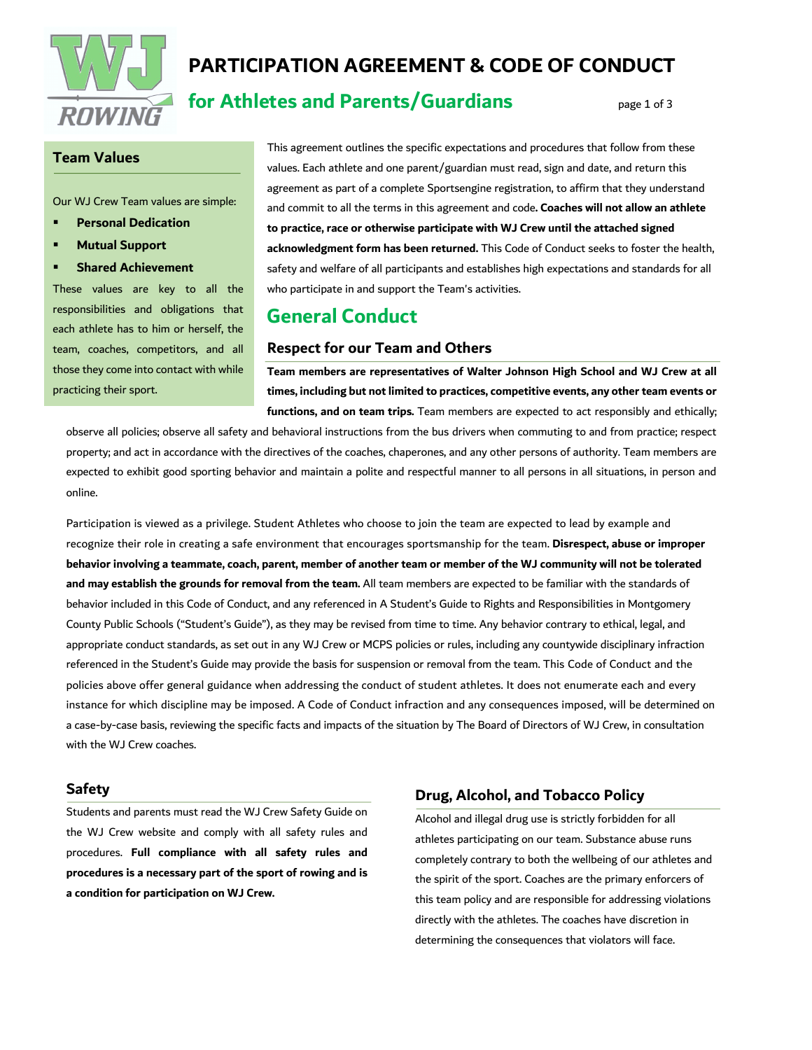# PARTICIPATION AGREEMENT & CODE OF CONDUCT

## for Athletes and Parents/Guardians

### Team Values

Our WJ Crew Team values are simple:

- **Personal Dedication**
- **Mutual Support**
- **Shared Achievement**

These values are key to all the responsibilities and obligations that each athlete has to him or herself, the team, coaches, competitors, and all those they come into contact with while practicing their sport.

This agreement outlines the specific expectations and procedures that follow from these values. Each athlete and one parent/guardian must read, sign and date, and return this agreement as part of a complete Sportsengine registration, to affirm that they understand and commit to all the terms in this agreement and code. **Coaches will not allow an athlete to practice, race or otherwise participate with WJ Crew until the attached signed acknowledgment form has been returned.** This Code of Conduct seeks to foster the health, safety and welfare of all participants and establishes high expectations and standards for all who participate in and support the Team's activities.

## General Conduct

### Respect for our Team and Others

**Team members are representatives of Walter Johnson High School and WJ Crew at all times, including but not limited to practices, competitive events, any other team events or functions, and on team trips.** Team members are expected to act responsibly and ethically; observe all policies; observe all safety and behavioral instructions from the bus drivers when commuting to and from practice; respect property; and act in accordance with the directives of the coaches, chaperones, and any other persons of authority. Team members are expected to exhibit good sporting behavior and maintain a polite and respectful manner to all persons in all situations, in person and online.

Participation is viewed as a privilege. Student Athletes who choose to join the team are expected to lead by example and recognize their role in creating a safe environment that encourages sportsmanship for the team. **Disrespect, abuse or improper behavior involving a teammate, coach, parent, member of another team or member of the WJ community will not be tolerated and may establish the grounds for removal from the team.** All team members are expected to be familiar with the standards of behavior included in this Code of Conduct, and any referenced in A Student's Guide to Rights and Responsibilities in Montgomery County Public Schools ("Student's Guide"), as they may be revised from time to time. Any behavior contrary to ethical, legal, and appropriate conduct standards, as set out in any WJ Crew or MCPS policies or rules, including any countywide disciplinary infraction referenced in the Student's Guide may provide the basis for suspension or removal from the team. This Code of Conduct and the policies above offer general guidance when addressing the conduct of student athletes. It does not enumerate each and every instance for which discipline may be imposed. A Code of Conduct infraction and any consequences imposed, will be determined on a case-by-case basis, reviewing the specific facts and impacts of the situation by The Board of Directors of WJ Crew, in consultation with the WJ Crew coaches.

### Safety

Students and parents must read the WJ Crew Safety Guide on the WJ Crew website and comply with all safety rules and procedures. **Full compliance with all safety rules and procedures is a necessary part of the sport of rowing and is a condition for participation on WJ Crew.**

### Drug, Alcohol, and Tobacco Policy

Alcohol and illegal drug use is strictly forbidden for all athletes participating on our team. Substance abuse runs completely contrary to both the wellbeing of our athletes and the spirit of the sport. Coaches are the primary enforcers of this team policy and are responsible for addressing violations directly with the athletes. The coaches have discretion in determining the consequences that violators will face.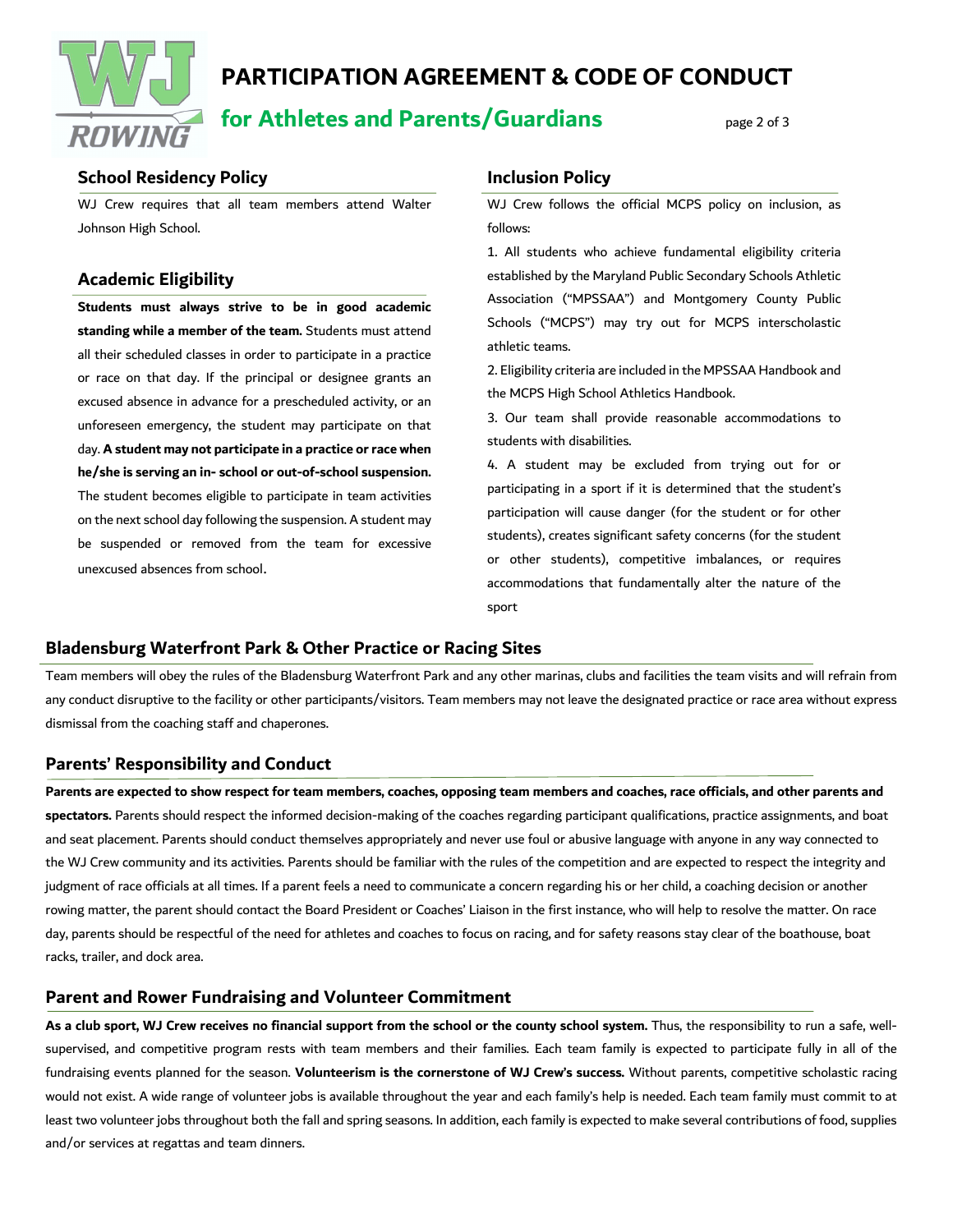// No images detected; header logo text omitted? The title is a running header likely repeating. Keep title? It's page header repeated on each page with "page 2 of 3". Omit.

## School Residency Policy

WJ Crew requires that all team members attend Walter Johnson High School.

## Academic Eligibility

**Students must always strive to be in good academic standing while a member of the team.** Students must attend all their scheduled classes in order to participate in a practice or race on that day. If the principal or designee grants an excused absence in advance for a prescheduled activity, or an unforeseen emergency, the student may participate on that day. **A student may not participate in a practice or race when he/she is serving an in- school or out-of-school suspension.** The student becomes eligible to participate in team activities on the next school day following the suspension. A student may be suspended or removed from the team for excessive unexcused absences from school.

## Inclusion Policy

WJ Crew follows the official MCPS policy on inclusion, as follows:

1. All students who achieve fundamental eligibility criteria established by the Maryland Public Secondary Schools Athletic Association ("MPSSAA") and Montgomery County Public Schools ("MCPS") may try out for MCPS interscholastic athletic teams.
2. Eligibility criteria are included in the MPSSAA Handbook and the MCPS High School Athletics Handbook.
3. Our team shall provide reasonable accommodations to students with disabilities.
4. A student may be excluded from trying out for or participating in a sport if it is determined that the student's participation will cause danger (for the student or for other students), creates significant safety concerns (for the student or other students), competitive imbalances, or requires accommodations that fundamentally alter the nature of the sport

## Bladensburg Waterfront Park & Other Practice or Racing Sites

Team members will obey the rules of the Bladensburg Waterfront Park and any other marinas, clubs and facilities the team visits and will refrain from any conduct disruptive to the facility or other participants/visitors. Team members may not leave the designated practice or race area without express dismissal from the coaching staff and chaperones.

## Parents' Responsibility and Conduct

**Parents are expected to show respect for team members, coaches, opposing team members and coaches, race officials, and other parents and spectators.** Parents should respect the informed decision-making of the coaches regarding participant qualifications, practice assignments, and boat and seat placement. Parents should conduct themselves appropriately and never use foul or abusive language with anyone in any way connected to the WJ Crew community and its activities. Parents should be familiar with the rules of the competition and are expected to respect the integrity and judgment of race officials at all times. If a parent feels a need to communicate a concern regarding his or her child, a coaching decision or another rowing matter, the parent should contact the Board President or Coaches' Liaison in the first instance, who will help to resolve the matter. On race day, parents should be respectful of the need for athletes and coaches to focus on racing, and for safety reasons stay clear of the boathouse, boat racks, trailer, and dock area.

## Parent and Rower Fundraising and Volunteer Commitment

**As a club sport, WJ Crew receives no financial support from the school or the county school system.** Thus, the responsibility to run a safe, well-supervised, and competitive program rests with team members and their families. Each team family is expected to participate fully in all of the fundraising events planned for the season. **Volunteerism is the cornerstone of WJ Crew's success.** Without parents, competitive scholastic racing would not exist. A wide range of volunteer jobs is available throughout the year and each family's help is needed. Each team family must commit to at least two volunteer jobs throughout both the fall and spring seasons. In addition, each family is expected to make several contributions of food, supplies and/or services at regattas and team dinners.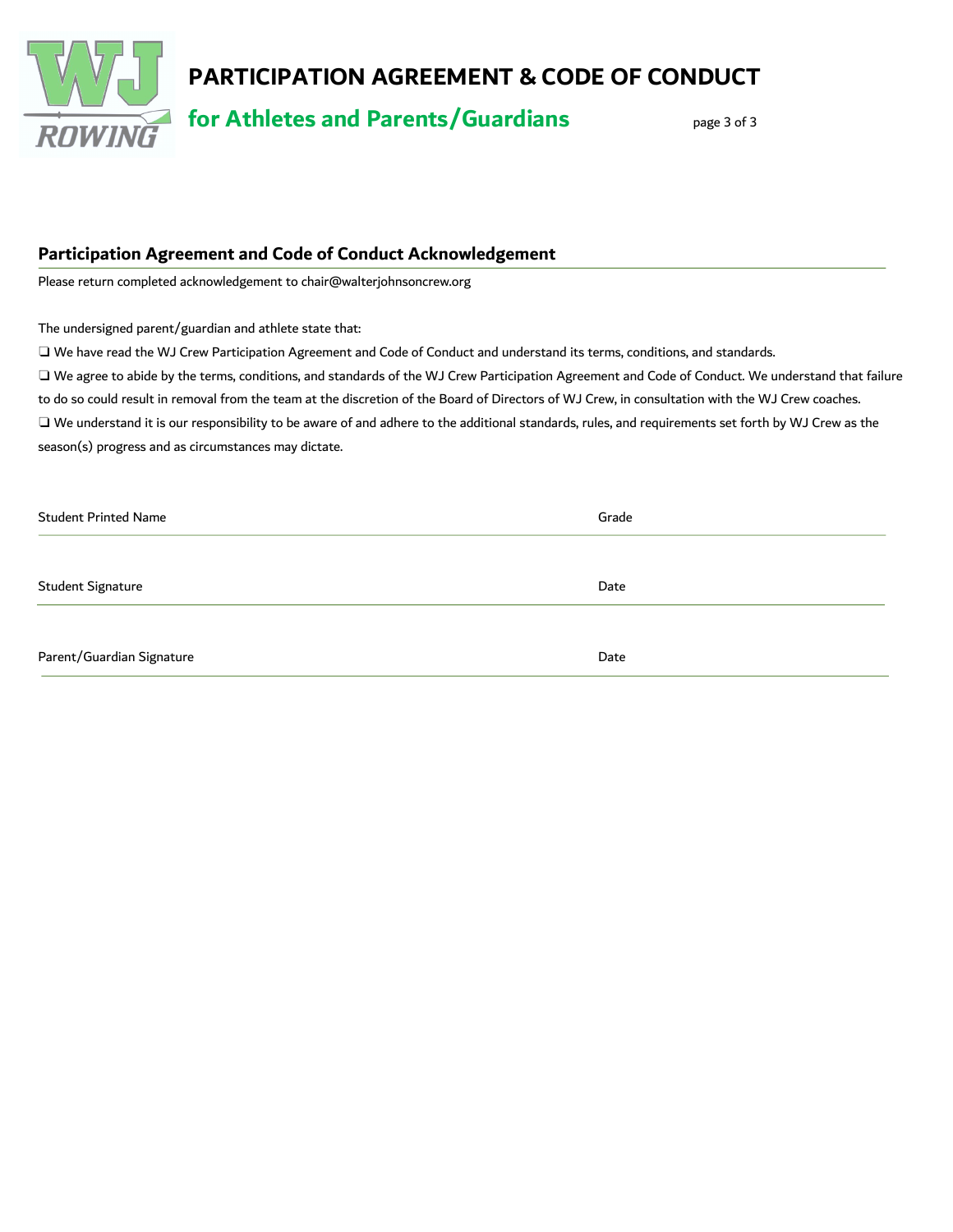# PARTICIPATION AGREEMENT & CODE OF CONDUCT

## for Athletes and Parents/Guardians

### Participation Agreement and Code of Conduct Acknowledgement

Please return completed acknowledgement to chair@walterjohnsoncrew.org

The undersigned parent/guardian and athlete state that:

❑ We have read the WJ Crew Participation Agreement and Code of Conduct and understand its terms, conditions, and standards.

❑ We agree to abide by the terms, conditions, and standards of the WJ Crew Participation Agreement and Code of Conduct. We understand that failure to do so could result in removal from the team at the discretion of the Board of Directors of WJ Crew, in consultation with the WJ Crew coaches.

❑ We understand it is our responsibility to be aware of and adhere to the additional standards, rules, and requirements set forth by WJ Crew as the season(s) progress and as circumstances may dictate.

Student Printed Name ______________________________ Grade __________

Student Signature ______________________________ Date __________

Parent/Guardian Signature ______________________________ Date __________